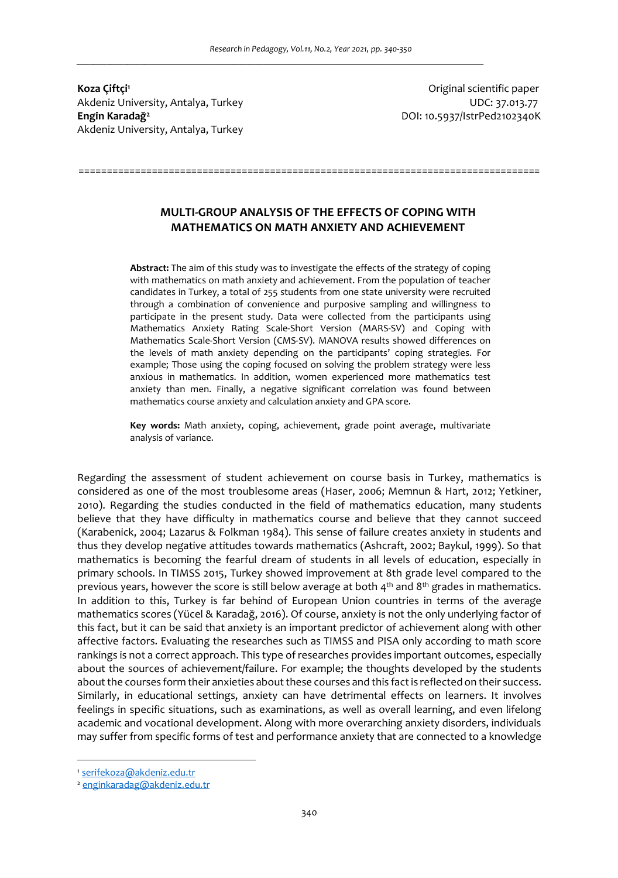**Koza Çiftçi**[1]
Akdeniz University, Antalya, Turkey
**Engin Karadağ**[2]
Akdeniz University, Antalya, Turkey

Original scientific paper
UDC: 37.013.77
DOI: 10.5937/IstrPed2102340K

# MULTI-GROUP ANALYSIS OF THE EFFECTS OF COPING WITH MATHEMATICS ON MATH ANXIETY AND ACHIEVEMENT

**Abstract:** The aim of this study was to investigate the effects of the strategy of coping with mathematics on math anxiety and achievement. From the population of teacher candidates in Turkey, a total of 255 students from one state university were recruited through a combination of convenience and purposive sampling and willingness to participate in the present study. Data were collected from the participants using Mathematics Anxiety Rating Scale-Short Version (MARS-SV) and Coping with Mathematics Scale-Short Version (CMS-SV). MANOVA results showed differences on the levels of math anxiety depending on the participants' coping strategies. For example; Those using the coping focused on solving the problem strategy were less anxious in mathematics. In addition, women experienced more mathematics test anxiety than men. Finally, a negative significant correlation was found between mathematics course anxiety and calculation anxiety and GPA score.

**Key words:** Math anxiety, coping, achievement, grade point average, multivariate analysis of variance.

Regarding the assessment of student achievement on course basis in Turkey, mathematics is considered as one of the most troublesome areas (Haser, 2006; Memnun & Hart, 2012; Yetkiner, 2010). Regarding the studies conducted in the field of mathematics education, many students believe that they have difficulty in mathematics course and believe that they cannot succeed (Karabenick, 2004; Lazarus & Folkman 1984). This sense of failure creates anxiety in students and thus they develop negative attitudes towards mathematics (Ashcraft, 2002; Baykul, 1999). So that mathematics is becoming the fearful dream of students in all levels of education, especially in primary schools. In TIMSS 2015, Turkey showed improvement at 8th grade level compared to the previous years, however the score is still below average at both 4th and 8th grades in mathematics. In addition to this, Turkey is far behind of European Union countries in terms of the average mathematics scores (Yücel & Karadağ, 2016). Of course, anxiety is not the only underlying factor of this fact, but it can be said that anxiety is an important predictor of achievement along with other affective factors. Evaluating the researches such as TIMSS and PISA only according to math score rankings is not a correct approach. This type of researches provides important outcomes, especially about the sources of achievement/failure. For example; the thoughts developed by the students about the courses form their anxieties about these courses and this fact is reflected on their success. Similarly, in educational settings, anxiety can have detrimental effects on learners. It involves feelings in specific situations, such as examinations, as well as overall learning, and even lifelong academic and vocational development. Along with more overarching anxiety disorders, individuals may suffer from specific forms of test and performance anxiety that are connected to a knowledge

[1] serifekoza@akdeniz.edu.tr
[2] enginkaradag@akdeniz.edu.tr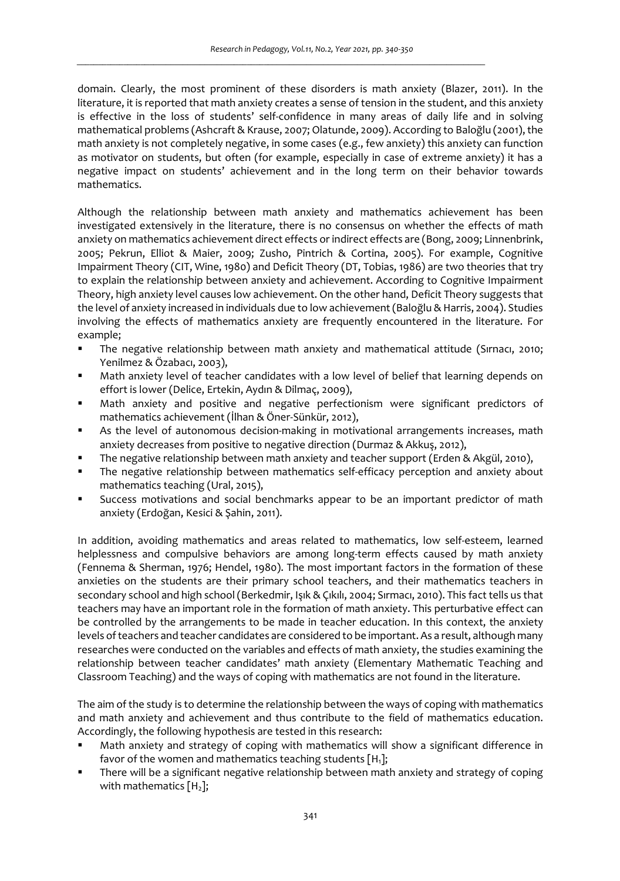domain. Clearly, the most prominent of these disorders is math anxiety (Blazer, 2011). In the literature, it is reported that math anxiety creates a sense of tension in the student, and this anxiety is effective in the loss of students' self-confidence in many areas of daily life and in solving mathematical problems (Ashcraft & Krause, 2007; Olatunde, 2009). According to Baloğlu (2001), the math anxiety is not completely negative, in some cases (e.g., few anxiety) this anxiety can function as motivator on students, but often (for example, especially in case of extreme anxiety) it has a negative impact on students' achievement and in the long term on their behavior towards mathematics.

Although the relationship between math anxiety and mathematics achievement has been investigated extensively in the literature, there is no consensus on whether the effects of math anxiety on mathematics achievement direct effects or indirect effects are (Bong, 2009; Linnenbrink, 2005; Pekrun, Elliot & Maier, 2009; Zusho, Pintrich & Cortina, 2005). For example, Cognitive Impairment Theory (CIT, Wine, 1980) and Deficit Theory (DT, Tobias, 1986) are two theories that try to explain the relationship between anxiety and achievement. According to Cognitive Impairment Theory, high anxiety level causes low achievement. On the other hand, Deficit Theory suggests that the level of anxiety increased in individuals due to low achievement (Baloğlu & Harris, 2004). Studies involving the effects of mathematics anxiety are frequently encountered in the literature. For example;

- The negative relationship between math anxiety and mathematical attitude (Sırnacı, 2010; Yenilmez & Özabacı, 2003),
- Math anxiety level of teacher candidates with a low level of belief that learning depends on effort is lower (Delice, Ertekin, Aydın & Dilmaç, 2009),
- Math anxiety and positive and negative perfectionism were significant predictors of mathematics achievement (İlhan & Öner-Sünkür, 2012),
- As the level of autonomous decision-making in motivational arrangements increases, math anxiety decreases from positive to negative direction (Durmaz & Akkuş, 2012),
- The negative relationship between math anxiety and teacher support (Erden & Akgül, 2010),
- The negative relationship between mathematics self-efficacy perception and anxiety about mathematics teaching (Ural, 2015),
- Success motivations and social benchmarks appear to be an important predictor of math anxiety (Erdoğan, Kesici & Şahin, 2011).

In addition, avoiding mathematics and areas related to mathematics, low self-esteem, learned helplessness and compulsive behaviors are among long-term effects caused by math anxiety (Fennema & Sherman, 1976; Hendel, 1980). The most important factors in the formation of these anxieties on the students are their primary school teachers, and their mathematics teachers in secondary school and high school (Berkedmir, Işık & Çıkılı, 2004; Sırmacı, 2010). This fact tells us that teachers may have an important role in the formation of math anxiety. This perturbative effect can be controlled by the arrangements to be made in teacher education. In this context, the anxiety levels of teachers and teacher candidates are considered to be important. As a result, although many researches were conducted on the variables and effects of math anxiety, the studies examining the relationship between teacher candidates' math anxiety (Elementary Mathematic Teaching and Classroom Teaching) and the ways of coping with mathematics are not found in the literature.

The aim of the study is to determine the relationship between the ways of coping with mathematics and math anxiety and achievement and thus contribute to the field of mathematics education. Accordingly, the following hypothesis are tested in this research:

- Math anxiety and strategy of coping with mathematics will show a significant difference in favor of the women and mathematics teaching students [$H_1$];
- There will be a significant negative relationship between math anxiety and strategy of coping with mathematics [$H_2$];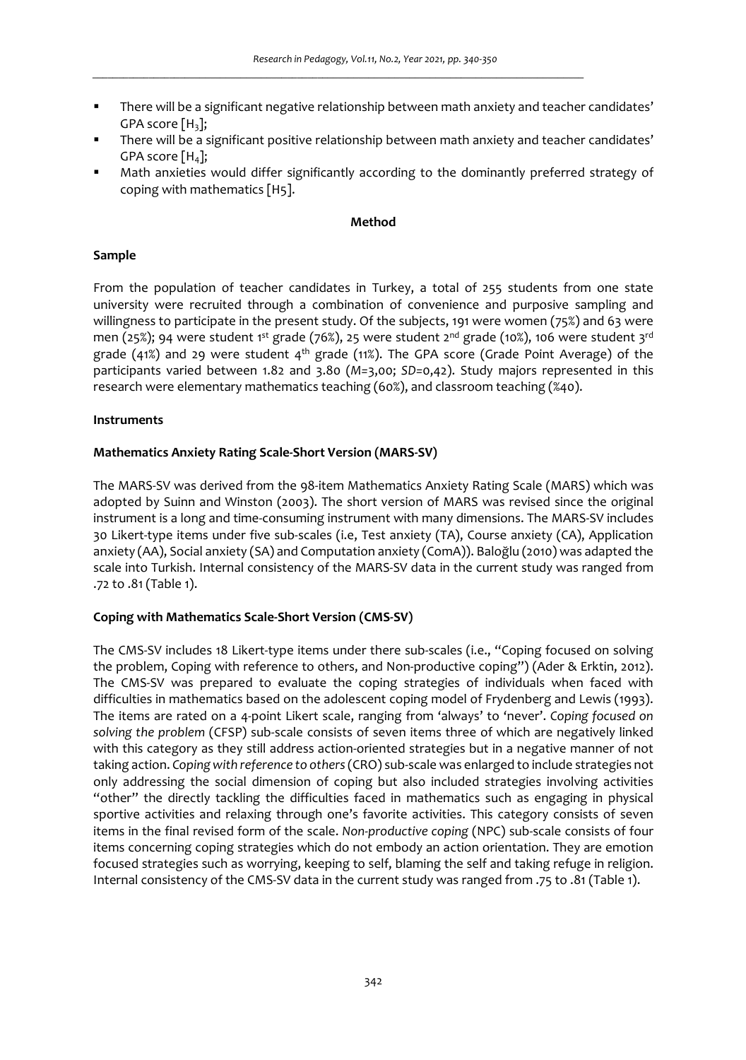- There will be a significant negative relationship between math anxiety and teacher candidates' GPA score [$H_3$];
- There will be a significant positive relationship between math anxiety and teacher candidates' GPA score [$H_4$];
- Math anxieties would differ significantly according to the dominantly preferred strategy of coping with mathematics [H5].

## Method

### Sample

From the population of teacher candidates in Turkey, a total of 255 students from one state university were recruited through a combination of convenience and purposive sampling and willingness to participate in the present study. Of the subjects, 191 were women (75%) and 63 were men (25%); 94 were student 1st grade (76%), 25 were student 2nd grade (10%), 106 were student 3rd grade (41%) and 29 were student 4th grade (11%). The GPA score (Grade Point Average) of the participants varied between 1.82 and 3.80 (*M*=3,00; *SD*=0,42). Study majors represented in this research were elementary mathematics teaching (60%), and classroom teaching (%40).

### Instruments

### Mathematics Anxiety Rating Scale-Short Version (MARS-SV)

The MARS-SV was derived from the 98-item Mathematics Anxiety Rating Scale (MARS) which was adopted by Suinn and Winston (2003). The short version of MARS was revised since the original instrument is a long and time-consuming instrument with many dimensions. The MARS-SV includes 30 Likert-type items under five sub-scales (i.e, Test anxiety (TA), Course anxiety (CA), Application anxiety (AA), Social anxiety (SA) and Computation anxiety (ComA)). Baloğlu (2010) was adapted the scale into Turkish. Internal consistency of the MARS-SV data in the current study was ranged from .72 to .81 (Table 1).

### Coping with Mathematics Scale-Short Version (CMS-SV)

The CMS-SV includes 18 Likert-type items under there sub-scales (i.e., "Coping focused on solving the problem, Coping with reference to others, and Non-productive coping") (Ader & Erktin, 2012). The CMS-SV was prepared to evaluate the coping strategies of individuals when faced with difficulties in mathematics based on the adolescent coping model of Frydenberg and Lewis (1993). The items are rated on a 4-point Likert scale, ranging from 'always' to 'never'. *Coping focused on solving the problem* (CFSP) sub-scale consists of seven items three of which are negatively linked with this category as they still address action-oriented strategies but in a negative manner of not taking action. *Coping with reference to others* (CRO) sub-scale was enlarged to include strategies not only addressing the social dimension of coping but also included strategies involving activities "other" the directly tackling the difficulties faced in mathematics such as engaging in physical sportive activities and relaxing through one's favorite activities. This category consists of seven items in the final revised form of the scale. *Non-productive coping* (NPC) sub-scale consists of four items concerning coping strategies which do not embody an action orientation. They are emotion focused strategies such as worrying, keeping to self, blaming the self and taking refuge in religion. Internal consistency of the CMS-SV data in the current study was ranged from .75 to .81 (Table 1).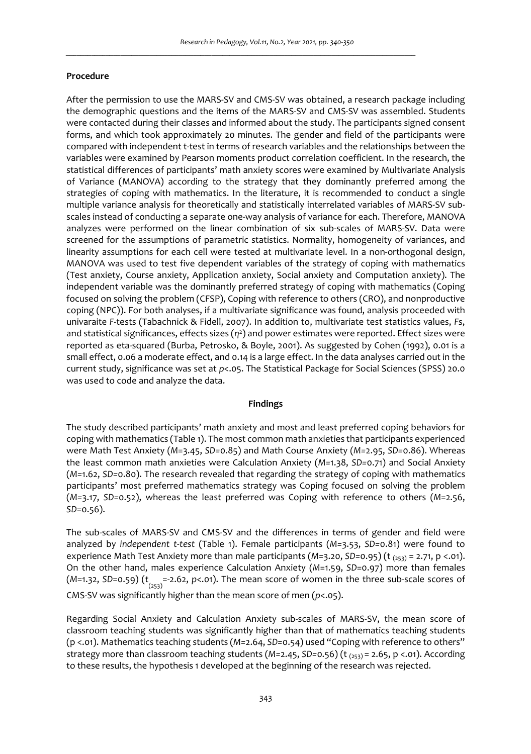### Procedure

After the permission to use the MARS-SV and CMS-SV was obtained, a research package including the demographic questions and the items of the MARS-SV and CMS-SV was assembled. Students were contacted during their classes and informed about the study. The participants signed consent forms, and which took approximately 20 minutes. The gender and field of the participants were compared with independent t-test in terms of research variables and the relationships between the variables were examined by Pearson moments product correlation coefficient. In the research, the statistical differences of participants' math anxiety scores were examined by Multivariate Analysis of Variance (MANOVA) according to the strategy that they dominantly preferred among the strategies of coping with mathematics. In the literature, it is recommended to conduct a single multiple variance analysis for theoretically and statistically interrelated variables of MARS-SV sub-scales instead of conducting a separate one-way analysis of variance for each. Therefore, MANOVA analyzes were performed on the linear combination of six sub-scales of MARS-SV. Data were screened for the assumptions of parametric statistics. Normality, homogeneity of variances, and linearity assumptions for each cell were tested at multivariate level. In a non-orthogonal design, MANOVA was used to test five dependent variables of the strategy of coping with mathematics (Test anxiety, Course anxiety, Application anxiety, Social anxiety and Computation anxiety). The independent variable was the dominantly preferred strategy of coping with mathematics (Coping focused on solving the problem (CFSP), Coping with reference to others (CRO), and nonproductive coping (NPC)). For both analyses, if a multivariate significance was found, analysis proceeded with univaraite *F*-tests (Tabachnick & Fidell, 2007). In addition to, multivariate test statistics values, *F*s, and statistical significances, effects sizes ($\eta^2$) and power estimates were reported. Effect sizes were reported as eta-squared (Burba, Petrosko, & Boyle, 2001). As suggested by Cohen (1992), 0.01 is a small effect, 0.06 a moderate effect, and 0.14 is a large effect. In the data analyses carried out in the current study, significance was set at $p<.05$. The Statistical Package for Social Sciences (SPSS) 20.0 was used to code and analyze the data.

### Findings

The study described participants' math anxiety and most and least preferred coping behaviors for coping with mathematics (Table 1). The most common math anxieties that participants experienced were Math Test Anxiety (*M*=3.45, *SD*=0.85) and Math Course Anxiety (*M*=2.95, *SD*=0.86). Whereas the least common math anxieties were Calculation Anxiety (*M*=1.38, *SD*=0.71) and Social Anxiety (*M*=1.62, *SD*=0.80). The research revealed that regarding the strategy of coping with mathematics participants' most preferred mathematics strategy was Coping focused on solving the problem (*M*=3.17, *SD*=0.52), whereas the least preferred was Coping with reference to others (*M*=2.56, *SD*=0.56).

The sub-scales of MARS-SV and CMS-SV and the differences in terms of gender and field were analyzed by *independent t-test* (Table 1). Female participants (*M*=3.53, *SD*=0.81) were found to experience Math Test Anxiety more than male participants (*M*=3.20, *SD*=0.95) ($t_{(253)} = 2.71$, $p <.01$). On the other hand, males experience Calculation Anxiety (*M*=1.59, *SD*=0.97) more than females (*M*=1.32, *SD*=0.59) ($t_{(253)}=-2.62$, $p<.01$). The mean score of women in the three sub-scale scores of CMS-SV was significantly higher than the mean score of men ($p<.05$).

Regarding Social Anxiety and Calculation Anxiety sub-scales of MARS-SV, the mean score of classroom teaching students was significantly higher than that of mathematics teaching students ($p <.01$). Mathematics teaching students (*M*=2.64, *SD*=0.54) used "Coping with reference to others" strategy more than classroom teaching students (*M*=2.45, *SD*=0.56) ($t_{(253)} = 2.65$, $p <.01$). According to these results, the hypothesis 1 developed at the beginning of the research was rejected.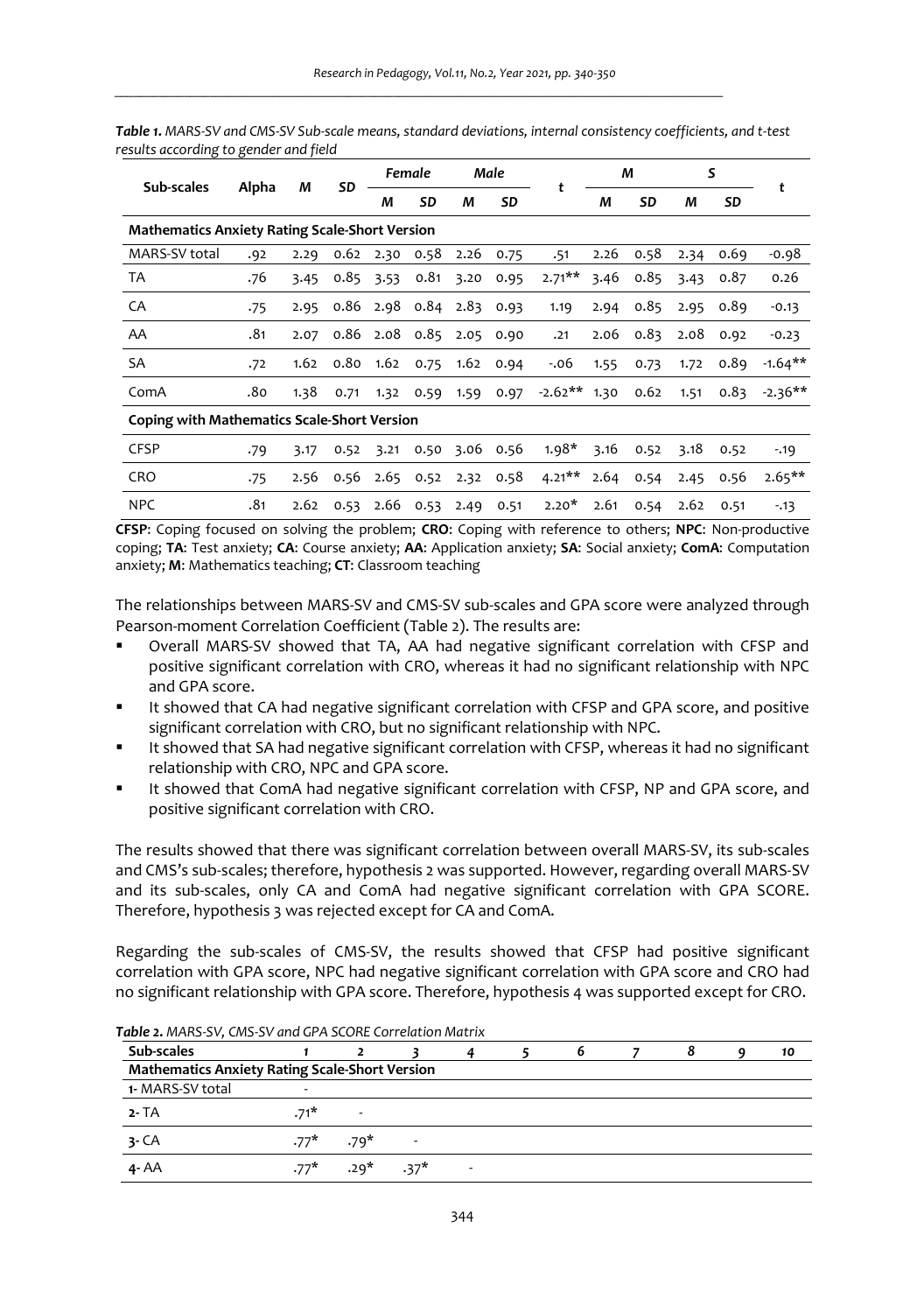*Table 1. MARS-SV and CMS-SV Sub-scale means, standard deviations, internal consistency coefficients, and t-test results according to gender and field*

| Sub-scales | Alpha | M | SD | Female | | Male | | t | M | | S | | t |
|---|---|---|---|---|---|---|---|---|---|---|---|---|---|
| | | | | M | SD | M | SD | | M | SD | M | SD | |
| **Mathematics Anxiety Rating Scale-Short Version** | | | | | | | | | | | | | |
| MARS-SV total | .92 | 2.29 | 0.62 | 2.30 | 0.58 | 2.26 | 0.75 | .51 | 2.26 | 0.58 | 2.34 | 0.69 | -0.98 |
| TA | .76 | 3.45 | 0.85 | 3.53 | 0.81 | 3.20 | 0.95 | 2.71** | 3.46 | 0.85 | 3.43 | 0.87 | 0.26 |
| CA | .75 | 2.95 | 0.86 | 2.98 | 0.84 | 2.83 | 0.93 | 1.19 | 2.94 | 0.85 | 2.95 | 0.89 | -0.13 |
| AA | .81 | 2.07 | 0.86 | 2.08 | 0.85 | 2.05 | 0.90 | .21 | 2.06 | 0.83 | 2.08 | 0.92 | -0.23 |
| SA | .72 | 1.62 | 0.80 | 1.62 | 0.75 | 1.62 | 0.94 | -.06 | 1.55 | 0.73 | 1.72 | 0.89 | -1.64** |
| ComA | .80 | 1.38 | 0.71 | 1.32 | 0.59 | 1.59 | 0.97 | -2.62** | 1.30 | 0.62 | 1.51 | 0.83 | -2.36** |
| **Coping with Mathematics Scale-Short Version** | | | | | | | | | | | | | |
| CFSP | .79 | 3.17 | 0.52 | 3.21 | 0.50 | 3.06 | 0.56 | 1.98* | 3.16 | 0.52 | 3.18 | 0.52 | -.19 |
| CRO | .75 | 2.56 | 0.56 | 2.65 | 0.52 | 2.32 | 0.58 | 4.21** | 2.64 | 0.54 | 2.45 | 0.56 | 2.65** |
| NPC | .81 | 2.62 | 0.53 | 2.66 | 0.53 | 2.49 | 0.51 | 2.20* | 2.61 | 0.54 | 2.62 | 0.51 | -.13 |

**CFSP**: Coping focused on solving the problem; **CRO**: Coping with reference to others; **NPC**: Non-productive coping; **TA**: Test anxiety; **CA**: Course anxiety; **AA**: Application anxiety; **SA**: Social anxiety; **ComA**: Computation anxiety; **M**: Mathematics teaching; **CT**: Classroom teaching

The relationships between MARS-SV and CMS-SV sub-scales and GPA score were analyzed through Pearson-moment Correlation Coefficient (Table 2). The results are:

- Overall MARS-SV showed that TA, AA had negative significant correlation with CFSP and positive significant correlation with CRO, whereas it had no significant relationship with NPC and GPA score.
- It showed that CA had negative significant correlation with CFSP and GPA score, and positive significant correlation with CRO, but no significant relationship with NPC.
- It showed that SA had negative significant correlation with CFSP, whereas it had no significant relationship with CRO, NPC and GPA score.
- It showed that ComA had negative significant correlation with CFSP, NP and GPA score, and positive significant correlation with CRO.

The results showed that there was significant correlation between overall MARS-SV, its sub-scales and CMS's sub-scales; therefore, hypothesis 2 was supported. However, regarding overall MARS-SV and its sub-scales, only CA and ComA had negative significant correlation with GPA SCORE. Therefore, hypothesis 3 was rejected except for CA and ComA.

Regarding the sub-scales of CMS-SV, the results showed that CFSP had positive significant correlation with GPA score, NPC had negative significant correlation with GPA score and CRO had no significant relationship with GPA score. Therefore, hypothesis 4 was supported except for CRO.

*Table 2. MARS-SV, CMS-SV and GPA SCORE Correlation Matrix*

| Sub-scales | 1 | 2 | 3 | 4 | 5 | 6 | 7 | 8 | 9 | 10 |
|---|---|---|---|---|---|---|---|---|---|---|
| **Mathematics Anxiety Rating Scale-Short Version** | | | | | | | | | | |
| 1- MARS-SV total | - | | | | | | | | | |
| 2- TA | .71* | - | | | | | | | | |
| 3- CA | .77* | .79* | - | | | | | | | |
| 4- AA | .77* | .29* | .37* | - | | | | | | |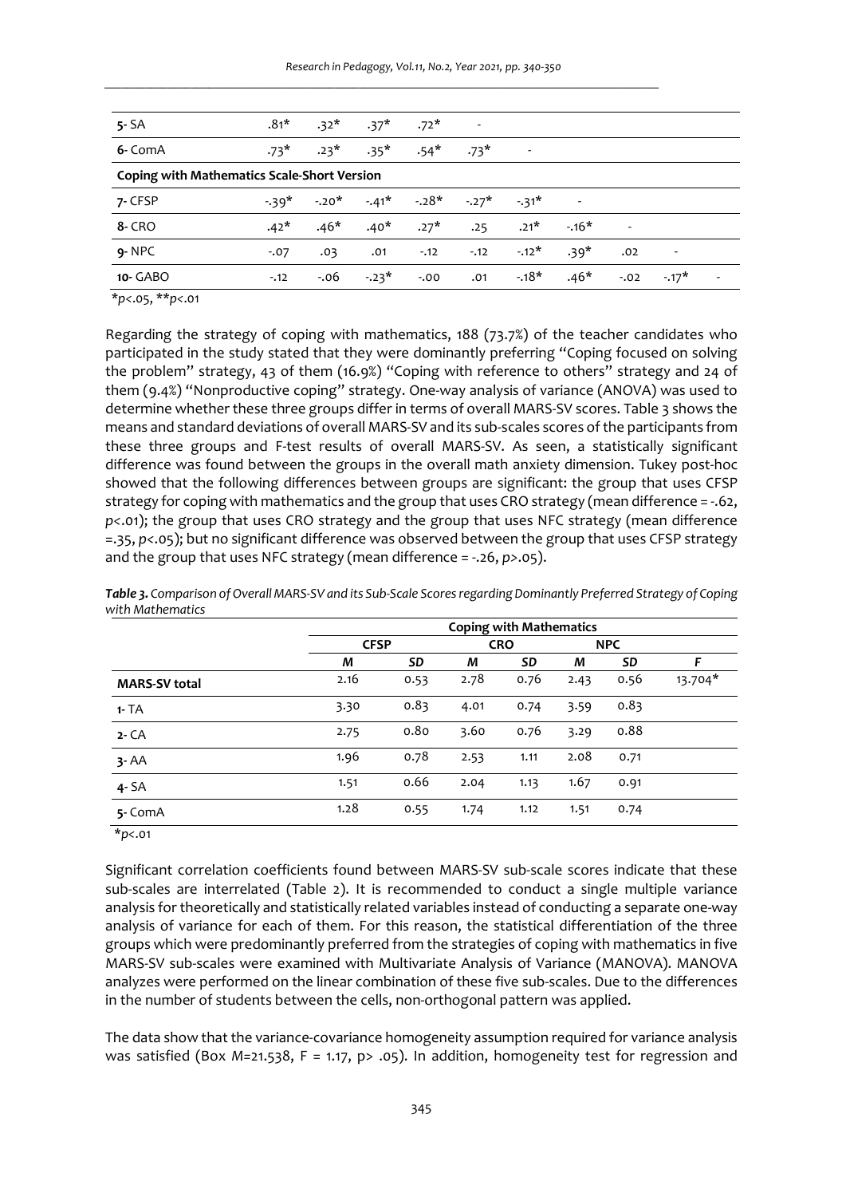| | | | | | | | | | | |
|---|---|---|---|---|---|---|---|---|---|---|
| **5-** SA | .81* | .32* | .37* | .72* | - | | | | | |
| **6-** ComA | .73* | .23* | .35* | .54* | .73* | - | | | | |
| **Coping with Mathematics Scale-Short Version** | | | | | | | | | | |
| **7-** CFSP | -.39* | -.20* | -.41* | -.28* | -.27* | -.31* | - | | | |
| **8-** CRO | .42* | .46* | .40* | .27* | .25 | .21* | -.16* | - | | |
| **9-** NPC | -.07 | .03 | .01 | -.12 | -.12 | -.12* | .39* | .02 | - | |
| **10-** GABO | -.12 | -.06 | -.23* | -.00 | .01 | -.18* | .46* | -.02 | -.17* | - |

*$p$<.05, **$p$<.01

Regarding the strategy of coping with mathematics, 188 (73.7%) of the teacher candidates who participated in the study stated that they were dominantly preferring "Coping focused on solving the problem" strategy, 43 of them (16.9%) "Coping with reference to others" strategy and 24 of them (9.4%) "Nonproductive coping" strategy. One-way analysis of variance (ANOVA) was used to determine whether these three groups differ in terms of overall MARS-SV scores. Table 3 shows the means and standard deviations of overall MARS-SV and its sub-scales scores of the participants from these three groups and F-test results of overall MARS-SV. As seen, a statistically significant difference was found between the groups in the overall math anxiety dimension. Tukey post-hoc showed that the following differences between groups are significant: the group that uses CFSP strategy for coping with mathematics and the group that uses CRO strategy (mean difference = -.62, $p$<.01); the group that uses CRO strategy and the group that uses NFC strategy (mean difference =.35, $p$<.05); but no significant difference was observed between the group that uses CFSP strategy and the group that uses NFC strategy (mean difference = -.26, $p$>.05).

***Table 3.*** *Comparison of Overall MARS-SV and its Sub-Scale Scores regarding Dominantly Preferred Strategy of Coping with Mathematics*

| | **Coping with Mathematics** | | | | | | |
|---|---|---|---|---|---|---|---|
| | **CFSP** | | **CRO** | | **NPC** | | |
| | ***M*** | ***SD*** | ***M*** | ***SD*** | ***M*** | ***SD*** | ***F*** |
| **MARS-SV total** | 2.16 | 0.53 | 2.78 | 0.76 | 2.43 | 0.56 | 13.704* |
| **1-** TA | 3.30 | 0.83 | 4.01 | 0.74 | 3.59 | 0.83 | |
| **2-** CA | 2.75 | 0.80 | 3.60 | 0.76 | 3.29 | 0.88 | |
| **3-** AA | 1.96 | 0.78 | 2.53 | 1.11 | 2.08 | 0.71 | |
| **4-** SA | 1.51 | 0.66 | 2.04 | 1.13 | 1.67 | 0.91 | |
| **5-** ComA | 1.28 | 0.55 | 1.74 | 1.12 | 1.51 | 0.74 | |

*$p$<.01

Significant correlation coefficients found between MARS-SV sub-scale scores indicate that these sub-scales are interrelated (Table 2). It is recommended to conduct a single multiple variance analysis for theoretically and statistically related variables instead of conducting a separate one-way analysis of variance for each of them. For this reason, the statistical differentiation of the three groups which were predominantly preferred from the strategies of coping with mathematics in five MARS-SV sub-scales were examined with Multivariate Analysis of Variance (MANOVA). MANOVA analyzes were performed on the linear combination of these five sub-scales. Due to the differences in the number of students between the cells, non-orthogonal pattern was applied.

The data show that the variance-covariance homogeneity assumption required for variance analysis was satisfied (Box $M$=21.538, F = 1.17, p> .05). In addition, homogeneity test for regression and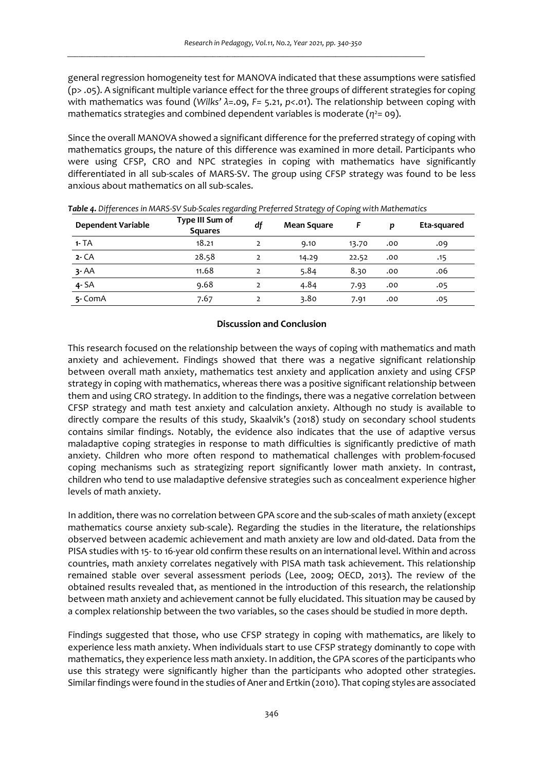general regression homogeneity test for MANOVA indicated that these assumptions were satisfied ($p > .05$). A significant multiple variance effect for the three groups of different strategies for coping with mathematics was found (*Wilks' λ*=.09, *F*= 5.21, *p*<.01). The relationship between coping with mathematics strategies and combined dependent variables is moderate ($\eta^2$= 09).

Since the overall MANOVA showed a significant difference for the preferred strategy of coping with mathematics groups, the nature of this difference was examined in more detail. Participants who were using CFSP, CRO and NPC strategies in coping with mathematics have significantly differentiated in all sub-scales of MARS-SV. The group using CFSP strategy was found to be less anxious about mathematics on all sub-scales.

***Table 4.*** *Differences in MARS-SV Sub-Scales regarding Preferred Strategy of Coping with Mathematics*

| Dependent Variable | Type III Sum of Squares | df | Mean Square | F | p | Eta-squared |
|---|---|---|---|---|---|---|
| **1-** TA | 18.21 | 2 | 9.10 | 13.70 | .00 | .09 |
| **2-** CA | 28.58 | 2 | 14.29 | 22.52 | .00 | .15 |
| **3-** AA | 11.68 | 2 | 5.84 | 8.30 | .00 | .06 |
| **4-** SA | 9.68 | 2 | 4.84 | 7.93 | .00 | .05 |
| **5-** ComA | 7.67 | 2 | 3.80 | 7.91 | .00 | .05 |

## Discussion and Conclusion

This research focused on the relationship between the ways of coping with mathematics and math anxiety and achievement. Findings showed that there was a negative significant relationship between overall math anxiety, mathematics test anxiety and application anxiety and using CFSP strategy in coping with mathematics, whereas there was a positive significant relationship between them and using CRO strategy. In addition to the findings, there was a negative correlation between CFSP strategy and math test anxiety and calculation anxiety. Although no study is available to directly compare the results of this study, Skaalvik's (2018) study on secondary school students contains similar findings. Notably, the evidence also indicates that the use of adaptive versus maladaptive coping strategies in response to math difficulties is significantly predictive of math anxiety. Children who more often respond to mathematical challenges with problem-focused coping mechanisms such as strategizing report significantly lower math anxiety. In contrast, children who tend to use maladaptive defensive strategies such as concealment experience higher levels of math anxiety.

In addition, there was no correlation between GPA score and the sub-scales of math anxiety (except mathematics course anxiety sub-scale). Regarding the studies in the literature, the relationships observed between academic achievement and math anxiety are low and old-dated. Data from the PISA studies with 15- to 16-year old confirm these results on an international level. Within and across countries, math anxiety correlates negatively with PISA math task achievement. This relationship remained stable over several assessment periods (Lee, 2009; OECD, 2013). The review of the obtained results revealed that, as mentioned in the introduction of this research, the relationship between math anxiety and achievement cannot be fully elucidated. This situation may be caused by a complex relationship between the two variables, so the cases should be studied in more depth.

Findings suggested that those, who use CFSP strategy in coping with mathematics, are likely to experience less math anxiety. When individuals start to use CFSP strategy dominantly to cope with mathematics, they experience less math anxiety. In addition, the GPA scores of the participants who use this strategy were significantly higher than the participants who adopted other strategies. Similar findings were found in the studies of Aner and Ertkin (2010). That coping styles are associated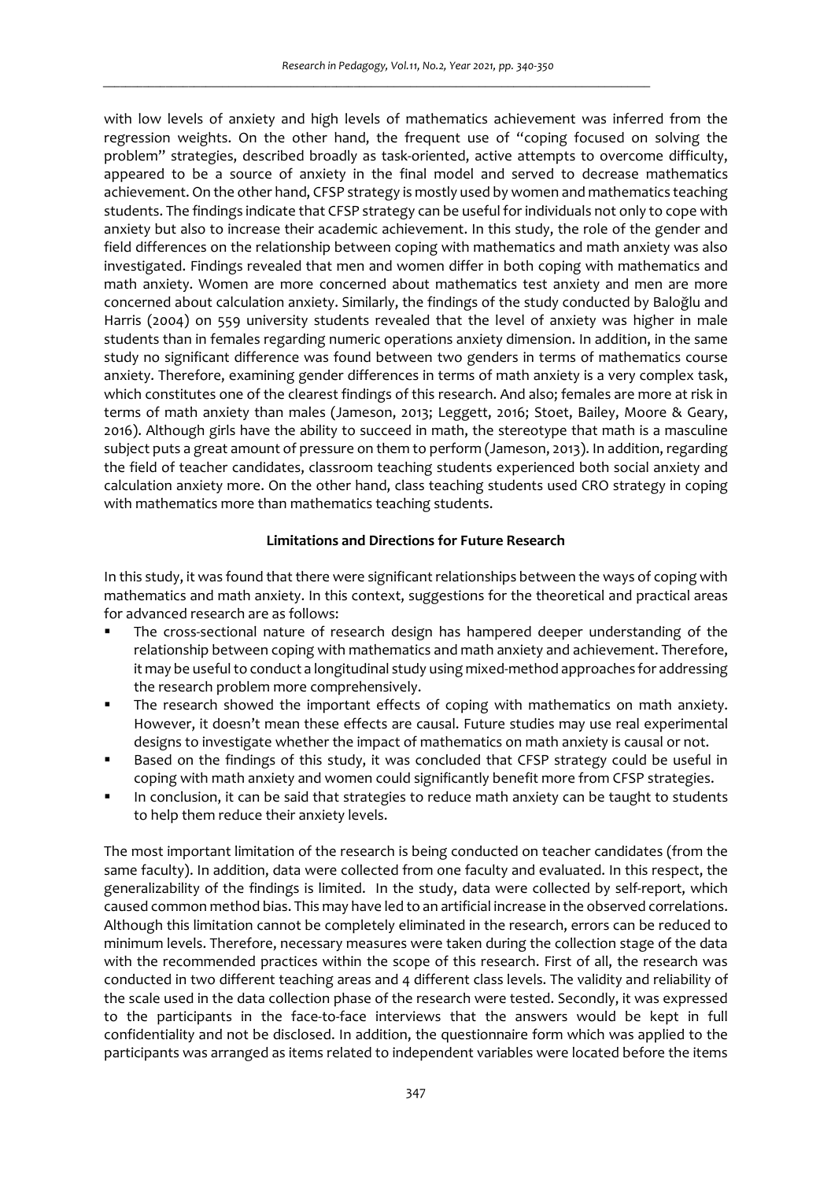with low levels of anxiety and high levels of mathematics achievement was inferred from the regression weights. On the other hand, the frequent use of "coping focused on solving the problem" strategies, described broadly as task-oriented, active attempts to overcome difficulty, appeared to be a source of anxiety in the final model and served to decrease mathematics achievement. On the other hand, CFSP strategy is mostly used by women and mathematics teaching students. The findings indicate that CFSP strategy can be useful for individuals not only to cope with anxiety but also to increase their academic achievement. In this study, the role of the gender and field differences on the relationship between coping with mathematics and math anxiety was also investigated. Findings revealed that men and women differ in both coping with mathematics and math anxiety. Women are more concerned about mathematics test anxiety and men are more concerned about calculation anxiety. Similarly, the findings of the study conducted by Baloğlu and Harris (2004) on 559 university students revealed that the level of anxiety was higher in male students than in females regarding numeric operations anxiety dimension. In addition, in the same study no significant difference was found between two genders in terms of mathematics course anxiety. Therefore, examining gender differences in terms of math anxiety is a very complex task, which constitutes one of the clearest findings of this research. And also; females are more at risk in terms of math anxiety than males (Jameson, 2013; Leggett, 2016; Stoet, Bailey, Moore & Geary, 2016). Although girls have the ability to succeed in math, the stereotype that math is a masculine subject puts a great amount of pressure on them to perform (Jameson, 2013). In addition, regarding the field of teacher candidates, classroom teaching students experienced both social anxiety and calculation anxiety more. On the other hand, class teaching students used CRO strategy in coping with mathematics more than mathematics teaching students.

### Limitations and Directions for Future Research

In this study, it was found that there were significant relationships between the ways of coping with mathematics and math anxiety. In this context, suggestions for the theoretical and practical areas for advanced research are as follows:

- The cross-sectional nature of research design has hampered deeper understanding of the relationship between coping with mathematics and math anxiety and achievement. Therefore, it may be useful to conduct a longitudinal study using mixed-method approaches for addressing the research problem more comprehensively.
- The research showed the important effects of coping with mathematics on math anxiety. However, it doesn't mean these effects are causal. Future studies may use real experimental designs to investigate whether the impact of mathematics on math anxiety is causal or not.
- Based on the findings of this study, it was concluded that CFSP strategy could be useful in coping with math anxiety and women could significantly benefit more from CFSP strategies.
- In conclusion, it can be said that strategies to reduce math anxiety can be taught to students to help them reduce their anxiety levels.

The most important limitation of the research is being conducted on teacher candidates (from the same faculty). In addition, data were collected from one faculty and evaluated. In this respect, the generalizability of the findings is limited. In the study, data were collected by self-report, which caused common method bias. This may have led to an artificial increase in the observed correlations. Although this limitation cannot be completely eliminated in the research, errors can be reduced to minimum levels. Therefore, necessary measures were taken during the collection stage of the data with the recommended practices within the scope of this research. First of all, the research was conducted in two different teaching areas and 4 different class levels. The validity and reliability of the scale used in the data collection phase of the research were tested. Secondly, it was expressed to the participants in the face-to-face interviews that the answers would be kept in full confidentiality and not be disclosed. In addition, the questionnaire form which was applied to the participants was arranged as items related to independent variables were located before the items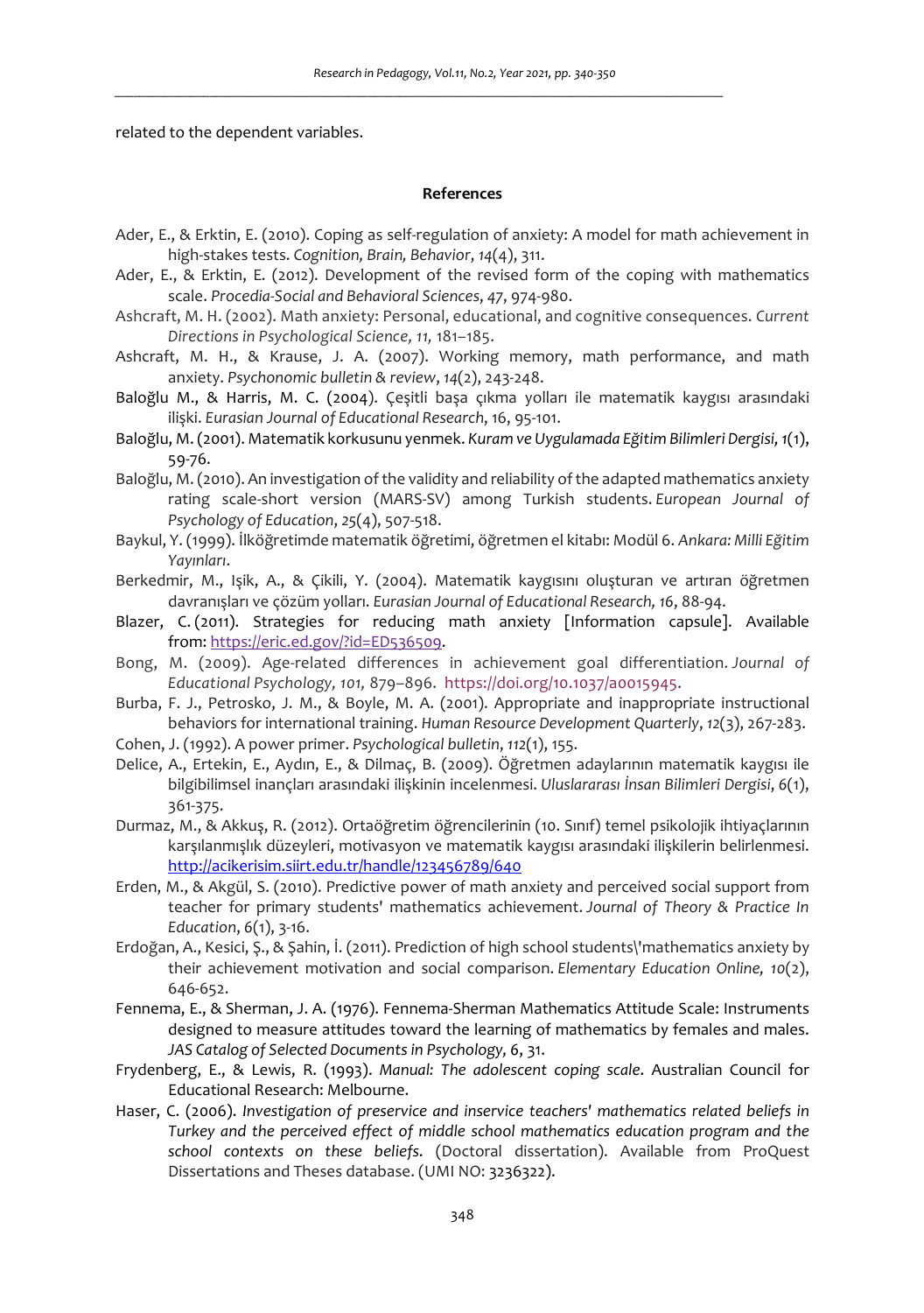related to the dependent variables.

## References

Ader, E., & Erktin, E. (2010). Coping as self-regulation of anxiety: A model for math achievement in high-stakes tests. *Cognition, Brain, Behavior*, *14*(4), 311.

Ader, E., & Erktin, E. (2012). Development of the revised form of the coping with mathematics scale. *Procedia-Social and Behavioral Sciences*, *47*, 974-980.

Ashcraft, M. H. (2002). Math anxiety: Personal, educational, and cognitive consequences. *Current Directions in Psychological Science, 11,* 181–185.

Ashcraft, M. H., & Krause, J. A. (2007). Working memory, math performance, and math anxiety. *Psychonomic bulletin & review*, *14*(2), 243-248.

Baloğlu M., & Harris, M. C. (2004). Çeşitli başa çıkma yolları ile matematik kaygısı arasındaki ilişki. *Eurasian Journal of Educational Research*, 16, 95-101.

Baloğlu, M. (2001). Matematik korkusunu yenmek. *Kuram ve Uygulamada Eğitim Bilimleri Dergisi, 1*(1), 59-76.

Baloğlu, M. (2010). An investigation of the validity and reliability of the adapted mathematics anxiety rating scale-short version (MARS-SV) among Turkish students. *European Journal of Psychology of Education*, *25*(4), 507-518.

Baykul, Y. (1999). İlköğretimde matematik öğretimi, öğretmen el kitabı: Modül 6. *Ankara: Milli Eğitim Yayınları*.

Berkedmir, M., Işik, A., & Çikili, Y. (2004). Matematik kaygısını oluşturan ve artıran öğretmen davranışları ve çözüm yolları. *Eurasian Journal of Educational Research, 16*, 88-94.

Blazer, C. (2011). Strategies for reducing math anxiety [Information capsule]. Available from: https://eric.ed.gov/?id=ED536509.

Bong, M. (2009). Age-related differences in achievement goal differentiation. *Journal of Educational Psychology, 101,* 879–896. https://doi.org/10.1037/a0015945.

Burba, F. J., Petrosko, J. M., & Boyle, M. A. (2001). Appropriate and inappropriate instructional behaviors for international training. *Human Resource Development Quarterly*, *12*(3), 267-283.

Cohen, J. (1992). A power primer. *Psychological bulletin*, *112*(1), 155.

Delice, A., Ertekin, E., Aydın, E., & Dilmaç, B. (2009). Öğretmen adaylarının matematik kaygısı ile bilgibilimsel inançları arasındaki ilişkinin incelenmesi. *Uluslararası İnsan Bilimleri Dergisi*, 6(1), 361-375.

Durmaz, M., & Akkuş, R. (2012). Ortaöğretim öğrencilerinin (10. Sınıf) temel psikolojik ihtiyaçlarının karşılanmışlık düzeyleri, motivasyon ve matematik kaygısı arasındaki ilişkilerin belirlenmesi. http://acikerisim.siirt.edu.tr/handle/123456789/640

Erden, M., & Akgül, S. (2010). Predictive power of math anxiety and perceived social support from teacher for primary students' mathematics achievement. *Journal of Theory & Practice In Education*, 6(1), 3-16.

Erdoğan, A., Kesici, Ş., & Şahin, İ. (2011). Prediction of high school students\'mathematics anxiety by their achievement motivation and social comparison. *Elementary Education Online, 10*(2), 646-652.

Fennema, E., & Sherman, J. A. (1976). Fennema-Sherman Mathematics Attitude Scale: Instruments designed to measure attitudes toward the learning of mathematics by females and males. *JAS Catalog of Selected Documents in Psychology,* 6, 31.

Frydenberg, E., & Lewis, R. (1993). *Manual: The adolescent coping scale*. Australian Council for Educational Research: Melbourne.

Haser, C. (2006). *Investigation of preservice and inservice teachers' mathematics related beliefs in Turkey and the perceived effect of middle school mathematics education program and the school contexts on these beliefs*. (Doctoral dissertation). Available from ProQuest Dissertations and Theses database. (UMI NO: 3236322).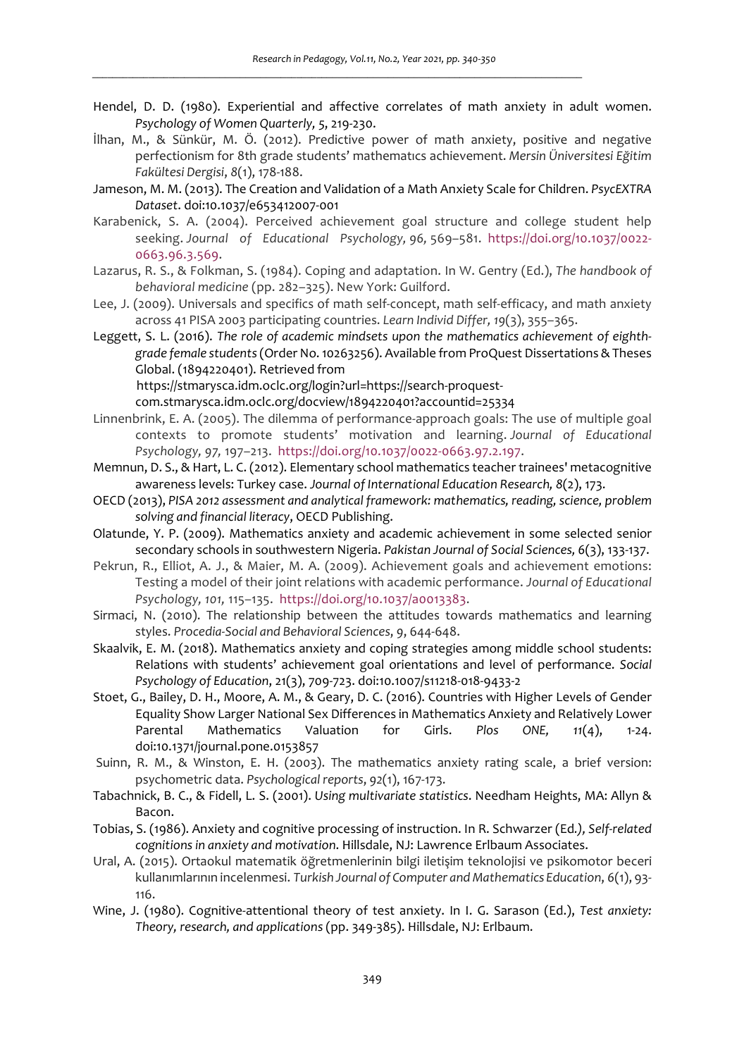Hendel, D. D. (1980). Experiential and affective correlates of math anxiety in adult women. *Psychology of Women Quarterly, 5*, 219-230.

İlhan, M., & Sünkür, M. Ö. (2012). Predictive power of math anxiety, positive and negative perfectionism for 8th grade students' mathematıcs achievement. *Mersin Üniversitesi Eğitim Fakültesi Dergisi*, *8*(1), 178-188.

Jameson, M. M. (2013). The Creation and Validation of a Math Anxiety Scale for Children. *PsycEXTRA Dataset*. doi:10.1037/e653412007-001

Karabenick, S. A. (2004). Perceived achievement goal structure and college student help seeking. *Journal of Educational Psychology, 96,* 569–581. https://doi.org/10.1037/0022-0663.96.3.569.

Lazarus, R. S., & Folkman, S. (1984). Coping and adaptation. In W. Gentry (Ed.), *The handbook of behavioral medicine* (pp. 282–325). New York: Guilford.

Lee, J. (2009). Universals and specifics of math self-concept, math self-efficacy, and math anxiety across 41 PISA 2003 participating countries. *Learn Individ Differ, 19*(3), 355–365.

Leggett, S. L. (2016). *The role of academic mindsets upon the mathematics achievement of eighth-grade female students* (Order No. 10263256). Available from ProQuest Dissertations & Theses Global. (1894220401). Retrieved from https://stmarysca.idm.oclc.org/login?url=https://search-proquest-com.stmarysca.idm.oclc.org/docview/1894220401?accountid=25334

Linnenbrink, E. A. (2005). The dilemma of performance-approach goals: The use of multiple goal contexts to promote students' motivation and learning. *Journal of Educational Psychology, 97,* 197–213. https://doi.org/10.1037/0022-0663.97.2.197.

Memnun, D. S., & Hart, L. C. (2012). Elementary school mathematics teacher trainees' metacognitive awareness levels: Turkey case. *Journal of International Education Research, 8*(2), 173.

OECD (2013), *PISA 2012 assessment and analytical framework: mathematics, reading, science, problem solving and financial literacy*, OECD Publishing.

Olatunde, Y. P. (2009). Mathematics anxiety and academic achievement in some selected senior secondary schools in southwestern Nigeria. *Pakistan Journal of Social Sciences, 6*(3), 133-137.

Pekrun, R., Elliot, A. J., & Maier, M. A. (2009). Achievement goals and achievement emotions: Testing a model of their joint relations with academic performance. *Journal of Educational Psychology, 101,* 115–135. https://doi.org/10.1037/a0013383.

Sirmaci, N. (2010). The relationship between the attitudes towards mathematics and learning styles. *Procedia-Social and Behavioral Sciences*, *9*, 644-648.

Skaalvik, E. M. (2018). Mathematics anxiety and coping strategies among middle school students: Relations with students' achievement goal orientations and level of performance. *Social Psychology of Education*, 21(3), 709-723. doi:10.1007/s11218-018-9433-2

Stoet, G., Bailey, D. H., Moore, A. M., & Geary, D. C. (2016). Countries with Higher Levels of Gender Equality Show Larger National Sex Differences in Mathematics Anxiety and Relatively Lower Parental Mathematics Valuation for Girls. *Plos ONE, 11*(4), 1-24. doi:10.1371/journal.pone.0153857

Suinn, R. M., & Winston, E. H. (2003). The mathematics anxiety rating scale, a brief version: psychometric data. *Psychological reports*, *92*(1), 167-173.

Tabachnick, B. C., & Fidell, L. S. (2001). *Using multivariate statistics*. Needham Heights, MA: Allyn & Bacon.

Tobias, S. (1986). Anxiety and cognitive processing of instruction. In R. Schwarzer (Ed.), *Self-related cognitions in anxiety and motivation*. Hillsdale, NJ: Lawrence Erlbaum Associates.

Ural, A. (2015). Ortaokul matematik öğretmenlerinin bilgi iletişim teknolojisi ve psikomotor beceri kullanımlarının incelenmesi. *Turkish Journal of Computer and Mathematics Education*, *6*(1), 93-116.

Wine, J. (1980). Cognitive-attentional theory of test anxiety. In I. G. Sarason (Ed.), *Test anxiety: Theory, research, and applications* (pp. 349-385). Hillsdale, NJ: Erlbaum.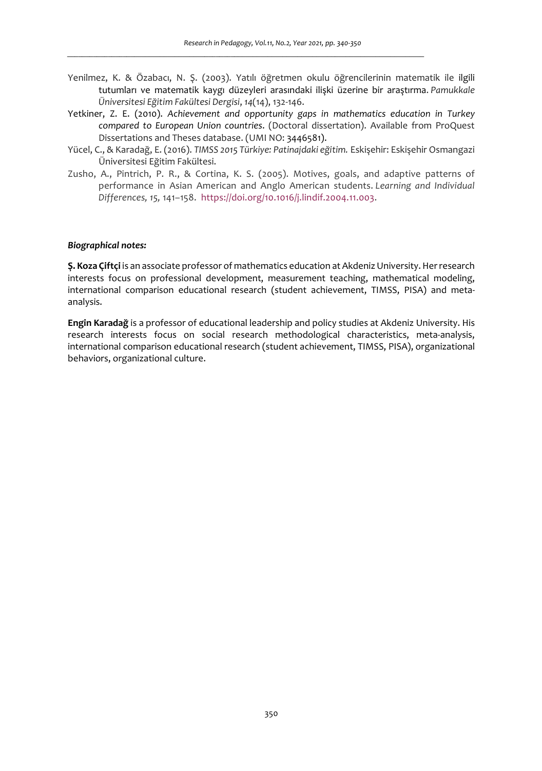Yenilmez, K. & Özabacı, N. Ş. (2003). Yatılı öğretmen okulu öğrencilerinin matematik ile ilgili tutumları ve matematik kaygı düzeyleri arasındaki ilişki üzerine bir araştırma. *Pamukkale Üniversitesi Eğitim Fakültesi Dergisi*, *14*(14), 132-146.

Yetkiner, Z. E. (2010). *Achievement and opportunity gaps in mathematics education in Turkey compared to European Union countries*. (Doctoral dissertation). Available from ProQuest Dissertations and Theses database. (UMI NO: 3446581).

Yücel, C., & Karadağ, E. (2016). *TIMSS 2015 Türkiye: Patinajdaki eğitim.* Eskişehir: Eskişehir Osmangazi Üniversitesi Eğitim Fakültesi.

Zusho, A., Pintrich, P. R., & Cortina, K. S. (2005). Motives, goals, and adaptive patterns of performance in Asian American and Anglo American students. *Learning and Individual Differences, 15,* 141–158. https://doi.org/10.1016/j.lindif.2004.11.003.

***Biographical notes:***

**Ş. Koza Çiftçi** is an associate professor of mathematics education at Akdeniz University. Her research interests focus on professional development, measurement teaching, mathematical modeling, international comparison educational research (student achievement, TIMSS, PISA) and meta-analysis.

**Engin Karadağ** is a professor of educational leadership and policy studies at Akdeniz University. His research interests focus on social research methodological characteristics, meta-analysis, international comparison educational research (student achievement, TIMSS, PISA), organizational behaviors, organizational culture.